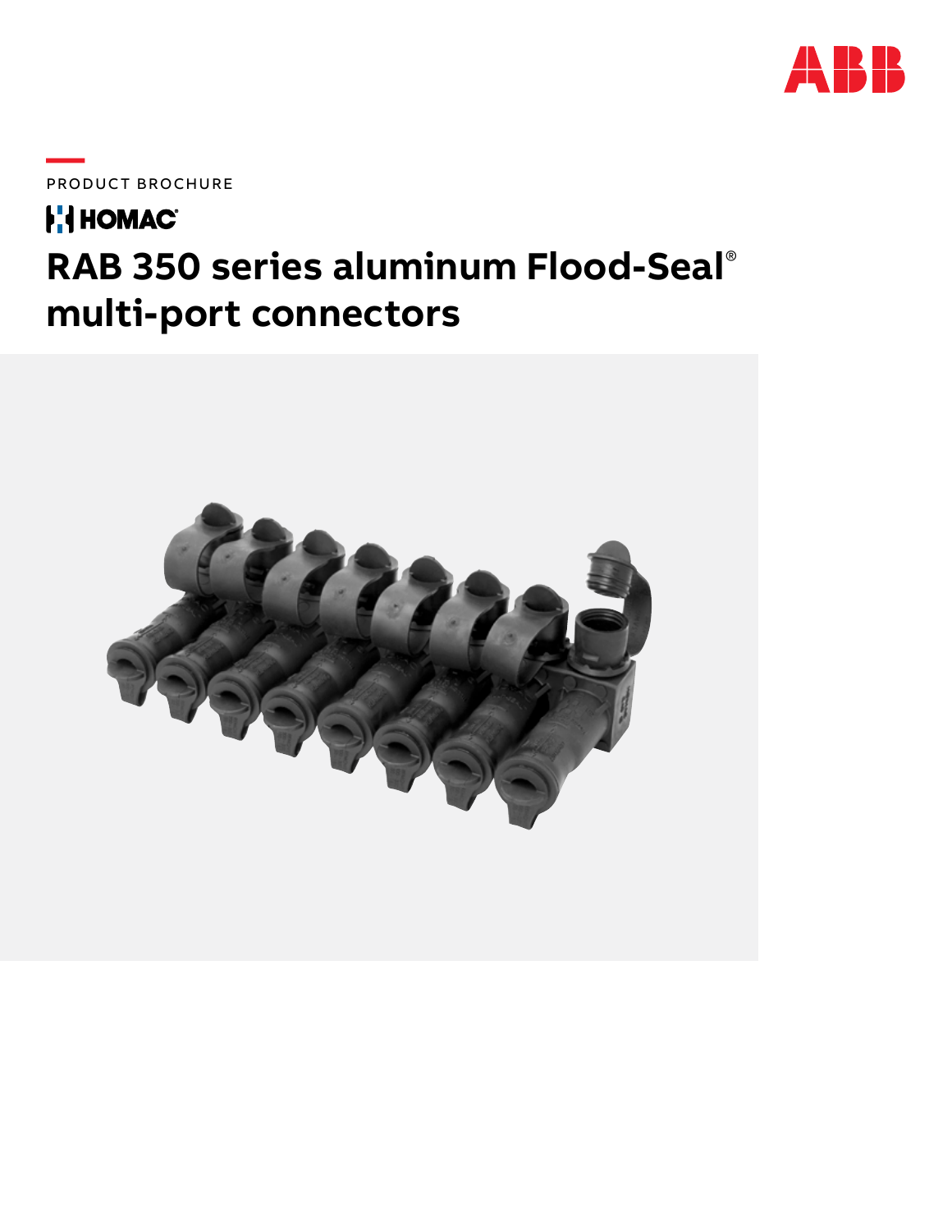PRODUCT BROCHURE

HOMAC

# RAB 350 series aluminum Flood-Seal® multi-port connectors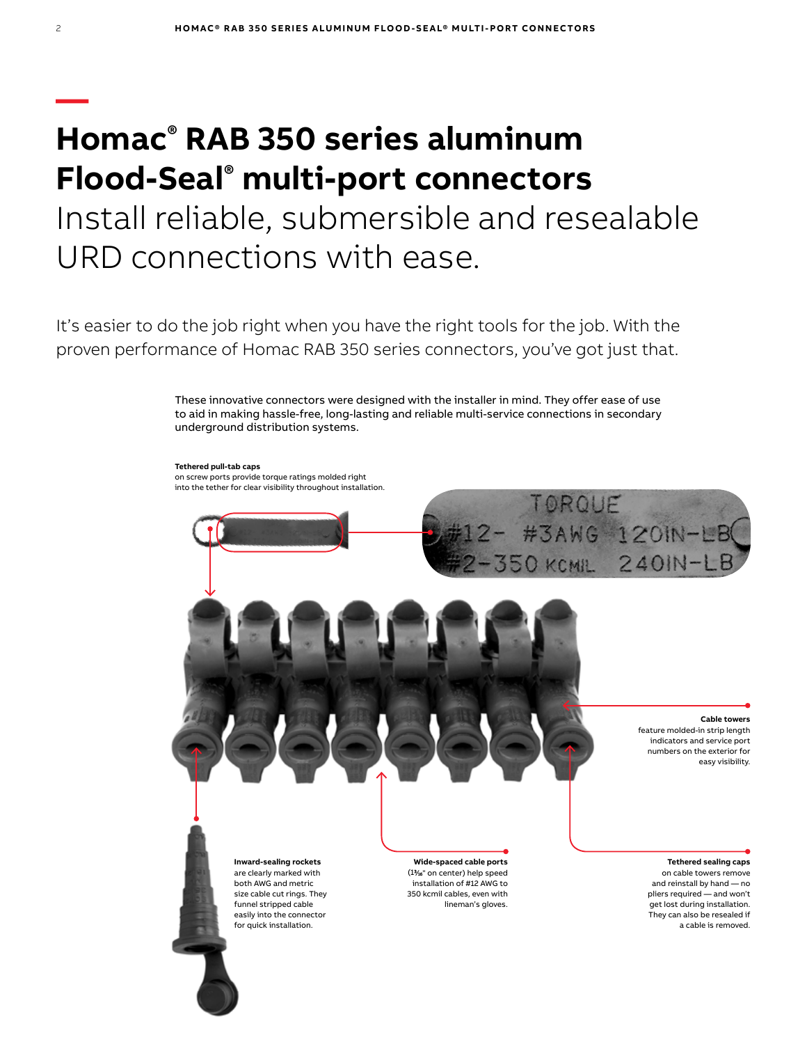# Homac® RAB 350 series aluminum Flood-Seal® multi-port connectors

## Install reliable, submersible and resealable URD connections with ease.

It's easier to do the job right when you have the right tools for the job. With the proven performance of Homac RAB 350 series connectors, you've got just that.

These innovative connectors were designed with the installer in mind. They offer ease of use to aid in making hassle-free, long-lasting and reliable multi-service connections in secondary underground distribution systems.

**Tethered pull-tab caps** on screw ports provide torque ratings molded right into the tether for clear visibility throughout installation.

TORQUE
#12- #3AWG 120IN-LB
#2-350 KCMIL 240IN-LB

**Cable towers** feature molded-in strip length indicators and service port numbers on the exterior for easy visibility.

**Inward-sealing rockets** are clearly marked with both AWG and metric size cable cut rings. They funnel stripped cable easily into the connector for quick installation.

**Wide-spaced cable ports** (1³⁄₁₆" on center) help speed installation of #12 AWG to 350 kcmil cables, even with lineman's gloves.

**Tethered sealing caps** on cable towers remove and reinstall by hand — no pliers required — and won't get lost during installation. They can also be resealed if a cable is removed.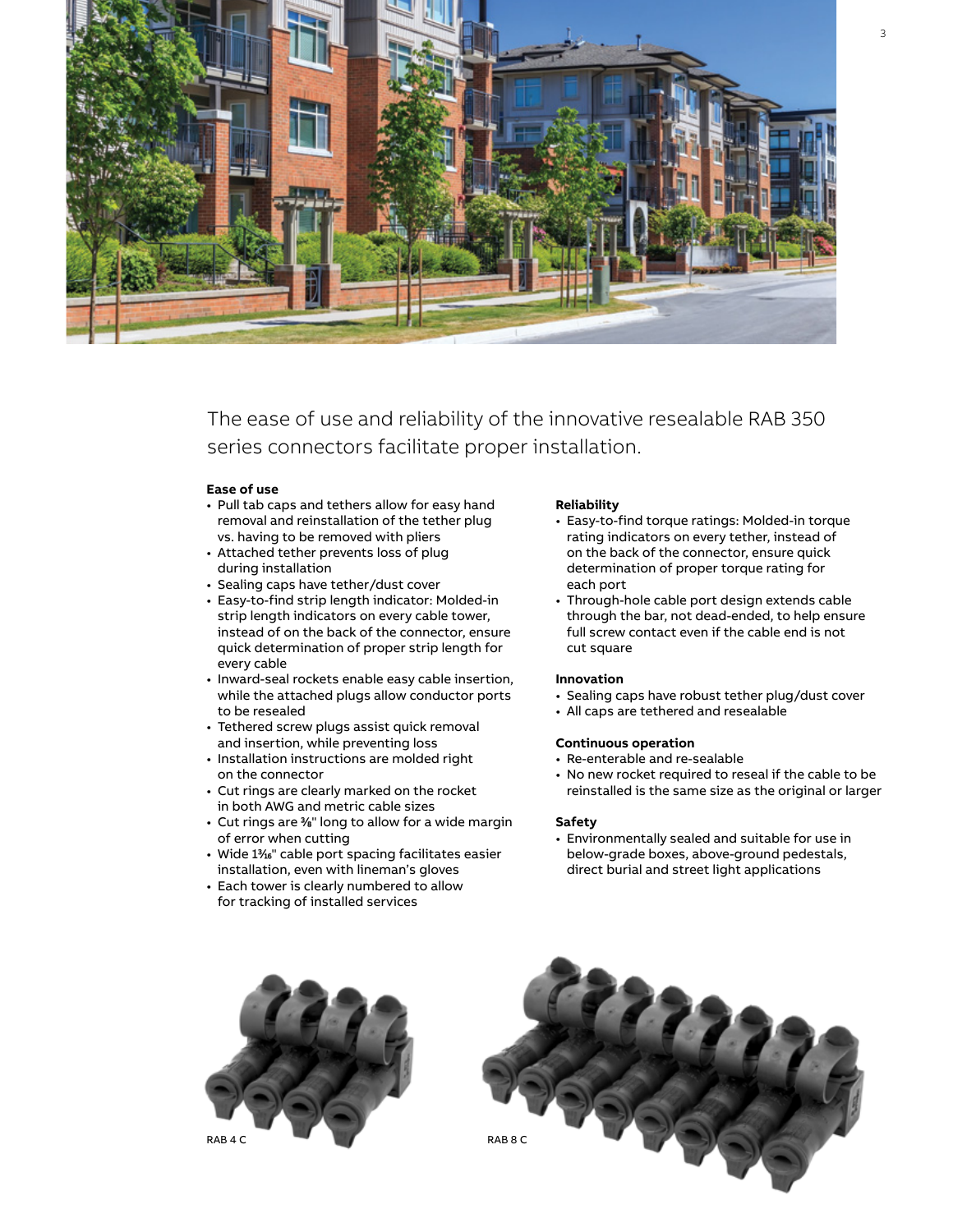The ease of use and reliability of the innovative resealable RAB 350 series connectors facilitate proper installation.

**Ease of use**

- Pull tab caps and tethers allow for easy hand removal and reinstallation of the tether plug vs. having to be removed with pliers
- Attached tether prevents loss of plug during installation
- Sealing caps have tether/dust cover
- Easy-to-find strip length indicator: Molded-in strip length indicators on every cable tower, instead of on the back of the connector, ensure quick determination of proper strip length for every cable
- Inward-seal rockets enable easy cable insertion, while the attached plugs allow conductor ports to be resealed
- Tethered screw plugs assist quick removal and insertion, while preventing loss
- Installation instructions are molded right on the connector
- Cut rings are clearly marked on the rocket in both AWG and metric cable sizes
- Cut rings are ⅜" long to allow for a wide margin of error when cutting
- Wide 1³⁄₁₆" cable port spacing facilitates easier installation, even with lineman's gloves
- Each tower is clearly numbered to allow for tracking of installed services

**Reliability**

- Easy-to-find torque ratings: Molded-in torque rating indicators on every tether, instead of on the back of the connector, ensure quick determination of proper torque rating for each port
- Through-hole cable port design extends cable through the bar, not dead-ended, to help ensure full screw contact even if the cable end is not cut square

**Innovation**

- Sealing caps have robust tether plug/dust cover
- All caps are tethered and resealable

**Continuous operation**

- Re-enterable and re-sealable
- No new rocket required to reseal if the cable to be reinstalled is the same size as the original or larger

**Safety**

- Environmentally sealed and suitable for use in below-grade boxes, above-ground pedestals, direct burial and street light applications

RAB 4 C

RAB 8 C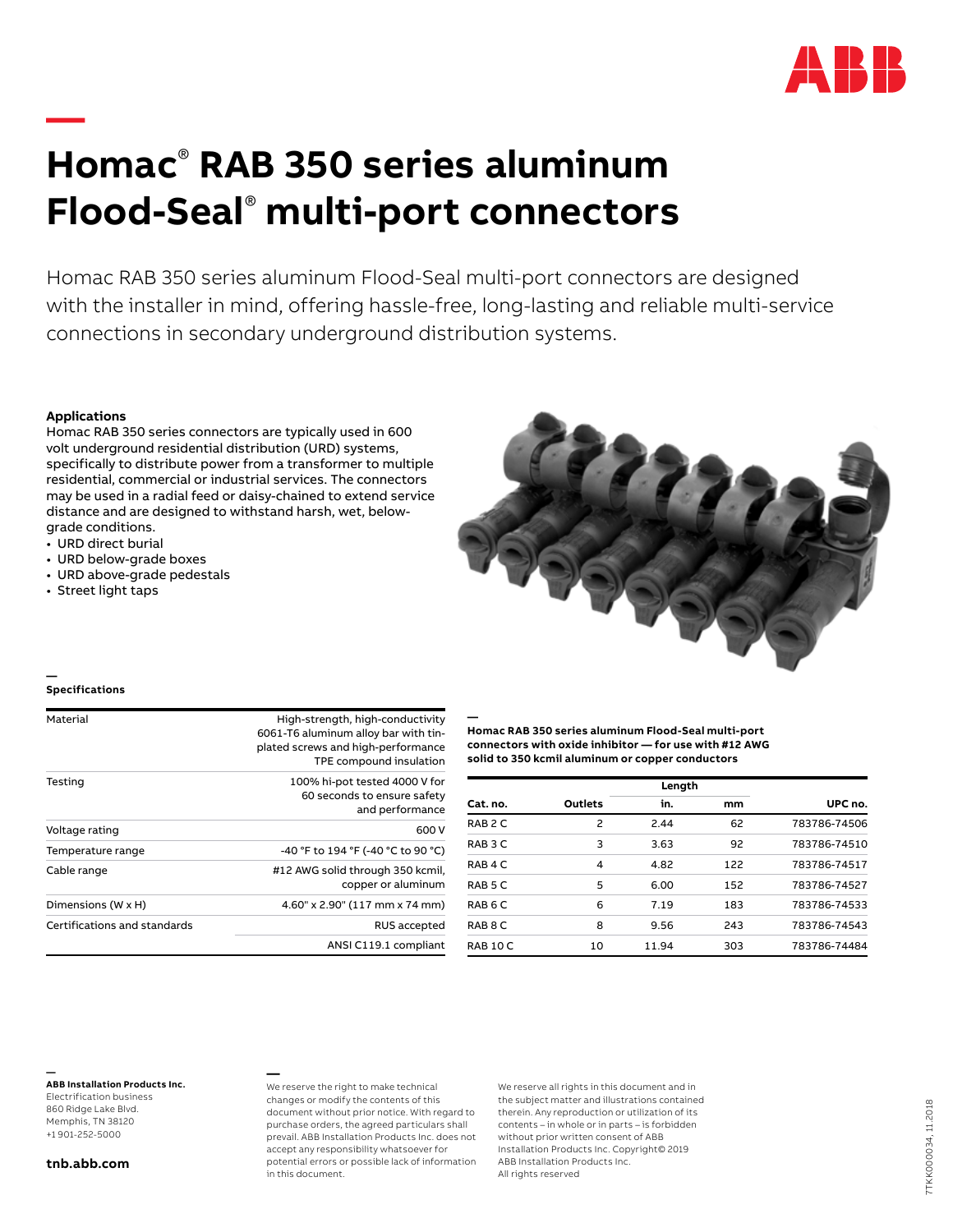# Homac® RAB 350 series aluminum Flood-Seal® multi-port connectors

Homac RAB 350 series aluminum Flood-Seal multi-port connectors are designed with the installer in mind, offering hassle-free, long-lasting and reliable multi-service connections in secondary underground distribution systems.

**Applications**

Homac RAB 350 series connectors are typically used in 600 volt underground residential distribution (URD) systems, specifically to distribute power from a transformer to multiple residential, commercial or industrial services. The connectors may be used in a radial feed or daisy-chained to extend service distance and are designed to withstand harsh, wet, below-grade conditions.

- URD direct burial
- URD below-grade boxes
- URD above-grade pedestals
- Street light taps

**Specifications**

| | |
|---|---|
| Material | High-strength, high-conductivity 6061-T6 aluminum alloy bar with tin-plated screws and high-performance TPE compound insulation |
| Testing | 100% hi-pot tested 4000 V for 60 seconds to ensure safety and performance |
| Voltage rating | 600 V |
| Temperature range | -40 °F to 194 °F (-40 °C to 90 °C) |
| Cable range | #12 AWG solid through 350 kcmil, copper or aluminum |
| Dimensions (W x H) | 4.60" x 2.90" (117 mm x 74 mm) |
| Certifications and standards | RUS accepted |
| | ANSI C119.1 compliant |

**Homac RAB 350 series aluminum Flood-Seal multi-port connectors with oxide inhibitor — for use with #12 AWG solid to 350 kcmil aluminum or copper conductors**

| | | Length | | |
|---|---|---|---|---|
| Cat. no. | Outlets | in. | mm | UPC no. |
| RAB 2 C | 2 | 2.44 | 62 | 783786-74506 |
| RAB 3 C | 3 | 3.63 | 92 | 783786-74510 |
| RAB 4 C | 4 | 4.82 | 122 | 783786-74517 |
| RAB 5 C | 5 | 6.00 | 152 | 783786-74527 |
| RAB 6 C | 6 | 7.19 | 183 | 783786-74533 |
| RAB 8 C | 8 | 9.56 | 243 | 783786-74543 |
| RAB 10 C | 10 | 11.94 | 303 | 783786-74484 |

**ABB Installation Products Inc.**
Electrification business
860 Ridge Lake Blvd.
Memphis, TN 38120
+1 901-252-5000

**tnb.abb.com**

We reserve the right to make technical changes or modify the contents of this document without prior notice. With regard to purchase orders, the agreed particulars shall prevail. ABB Installation Products Inc. does not accept any responsibility whatsoever for potential errors or possible lack of information in this document.

We reserve all rights in this document and in the subject matter and illustrations contained therein. Any reproduction or utilization of its contents – in whole or in parts – is forbidden without prior written consent of ABB Installation Products Inc. Copyright© 2019 ABB Installation Products Inc.
All rights reserved

7TKK000034, 11.2018